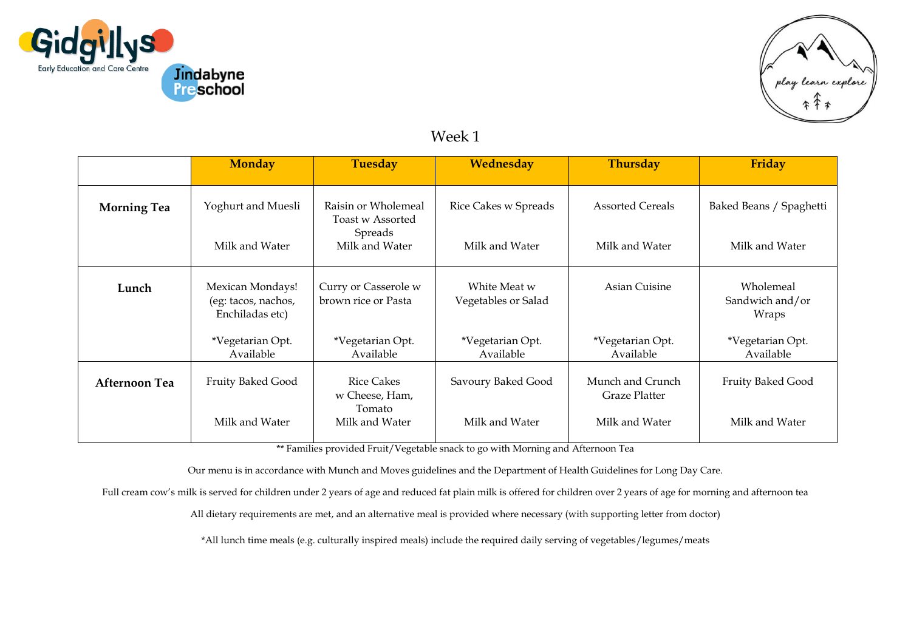Gidgillys Early Education and Care Centre

Jindabyne Preschool

play learn explore

# Week 1

| | Monday | Tuesday | Wednesday | Thursday | Friday |
|---|---|---|---|---|---|
| **Morning Tea** | Yoghurt and Muesli<br><br>Milk and Water | Raisin or Wholemeal Toast w Assorted Spreads<br>Milk and Water | Rice Cakes w Spreads<br><br>Milk and Water | Assorted Cereals<br><br>Milk and Water | Baked Beans / Spaghetti<br><br>Milk and Water |
| **Lunch** | Mexican Mondays! (eg: tacos, nachos, Enchiladas etc)<br><br>*Vegetarian Opt. Available | Curry or Casserole w brown rice or Pasta<br><br>*Vegetarian Opt. Available | White Meat w Vegetables or Salad<br><br>*Vegetarian Opt. Available | Asian Cuisine<br><br>*Vegetarian Opt. Available | Wholemeal Sandwich and/or Wraps<br><br>*Vegetarian Opt. Available |
| **Afternoon Tea** | Fruity Baked Good<br><br>Milk and Water | Rice Cakes w Cheese, Ham, Tomato<br>Milk and Water | Savoury Baked Good<br><br>Milk and Water | Munch and Crunch Graze Platter<br><br>Milk and Water | Fruity Baked Good<br><br>Milk and Water |

** Families provided Fruit/Vegetable snack to go with Morning and Afternoon Tea

Our menu is in accordance with Munch and Moves guidelines and the Department of Health Guidelines for Long Day Care.

Full cream cow's milk is served for children under 2 years of age and reduced fat plain milk is offered for children over 2 years of age for morning and afternoon tea

All dietary requirements are met, and an alternative meal is provided where necessary (with supporting letter from doctor)

*All lunch time meals (e.g. culturally inspired meals) include the required daily serving of vegetables/legumes/meats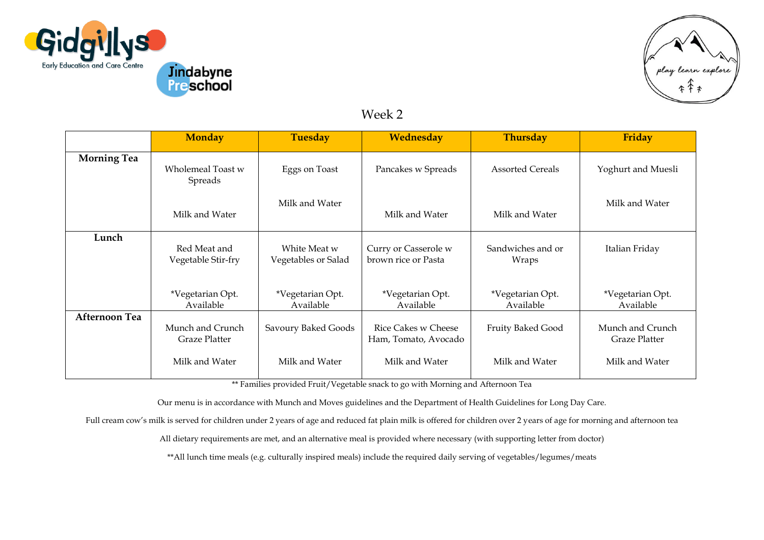# Week 2

| | Monday | Tuesday | Wednesday | Thursday | Friday |
|---|---|---|---|---|---|
| **Morning Tea** | Wholemeal Toast w Spreads<br><br>Milk and Water | Eggs on Toast<br><br>Milk and Water | Pancakes w Spreads<br><br>Milk and Water | Assorted Cereals<br><br>Milk and Water | Yoghurt and Muesli<br><br>Milk and Water |
| **Lunch** | Red Meat and Vegetable Stir-fry<br><br>*Vegetarian Opt. Available | White Meat w Vegetables or Salad<br><br>*Vegetarian Opt. Available | Curry or Casserole w brown rice or Pasta<br><br>*Vegetarian Opt. Available | Sandwiches and or Wraps<br><br>*Vegetarian Opt. Available | Italian Friday<br><br>*Vegetarian Opt. Available |
| **Afternoon Tea** | Munch and Crunch Graze Platter<br><br>Milk and Water | Savoury Baked Goods<br><br>Milk and Water | Rice Cakes w Cheese Ham, Tomato, Avocado<br><br>Milk and Water | Fruity Baked Good<br><br>Milk and Water | Munch and Crunch Graze Platter<br><br>Milk and Water |

** Families provided Fruit/Vegetable snack to go with Morning and Afternoon Tea

Our menu is in accordance with Munch and Moves guidelines and the Department of Health Guidelines for Long Day Care.

Full cream cow's milk is served for children under 2 years of age and reduced fat plain milk is offered for children over 2 years of age for morning and afternoon tea

All dietary requirements are met, and an alternative meal is provided where necessary (with supporting letter from doctor)

**All lunch time meals (e.g. culturally inspired meals) include the required daily serving of vegetables/legumes/meats